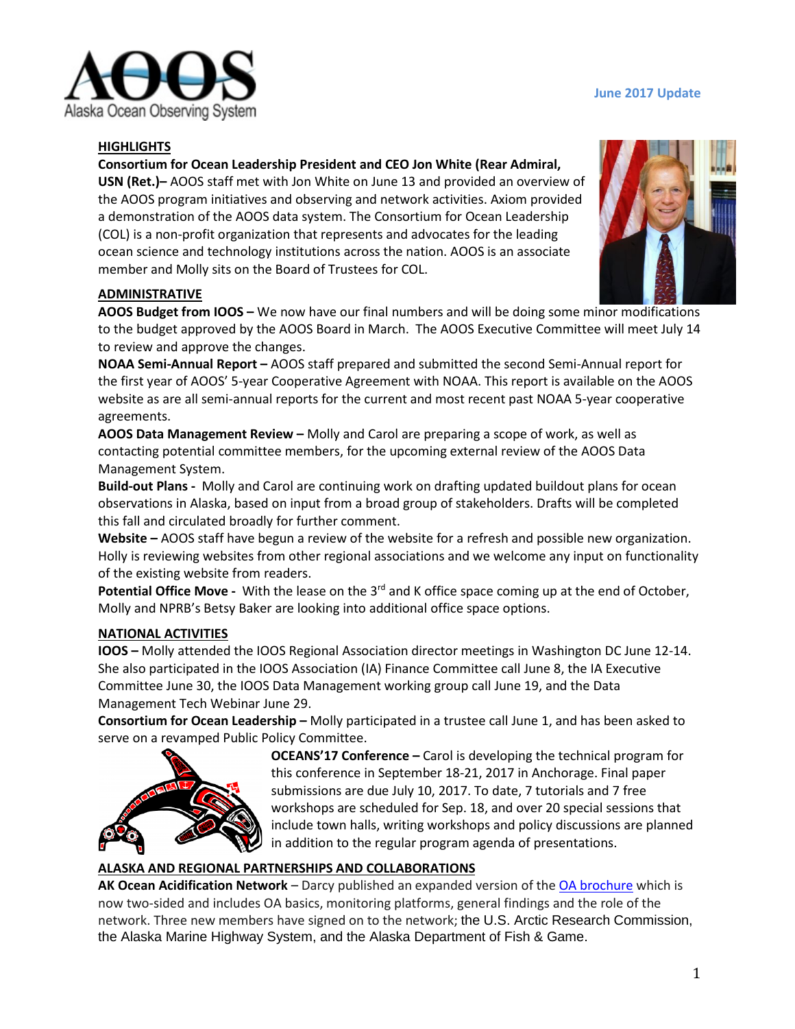**June 2017 Update**

## HIGHLIGHTS

**Consortium for Ocean Leadership President and CEO Jon White (Rear Admiral, USN (Ret.)–** AOOS staff met with Jon White on June 13 and provided an overview of the AOOS program initiatives and observing and network activities. Axiom provided a demonstration of the AOOS data system. The Consortium for Ocean Leadership (COL) is a non-profit organization that represents and advocates for the leading ocean science and technology institutions across the nation. AOOS is an associate member and Molly sits on the Board of Trustees for COL.

## ADMINISTRATIVE

**AOOS Budget from IOOS –** We now have our final numbers and will be doing some minor modifications to the budget approved by the AOOS Board in March. The AOOS Executive Committee will meet July 14 to review and approve the changes.

**NOAA Semi-Annual Report –** AOOS staff prepared and submitted the second Semi-Annual report for the first year of AOOS' 5-year Cooperative Agreement with NOAA. This report is available on the AOOS website as are all semi-annual reports for the current and most recent past NOAA 5-year cooperative agreements.

**AOOS Data Management Review –** Molly and Carol are preparing a scope of work, as well as contacting potential committee members, for the upcoming external review of the AOOS Data Management System.

**Build-out Plans -** Molly and Carol are continuing work on drafting updated buildout plans for ocean observations in Alaska, based on input from a broad group of stakeholders. Drafts will be completed this fall and circulated broadly for further comment.

**Website –** AOOS staff have begun a review of the website for a refresh and possible new organization. Holly is reviewing websites from other regional associations and we welcome any input on functionality of the existing website from readers.

**Potential Office Move -** With the lease on the 3rd and K office space coming up at the end of October, Molly and NPRB's Betsy Baker are looking into additional office space options.

## NATIONAL ACTIVITIES

**IOOS –** Molly attended the IOOS Regional Association director meetings in Washington DC June 12-14. She also participated in the IOOS Association (IA) Finance Committee call June 8, the IA Executive Committee June 30, the IOOS Data Management working group call June 19, and the Data Management Tech Webinar June 29.

**Consortium for Ocean Leadership –** Molly participated in a trustee call June 1, and has been asked to serve on a revamped Public Policy Committee.

**OCEANS'17 Conference –** Carol is developing the technical program for this conference in September 18-21, 2017 in Anchorage. Final paper submissions are due July 10, 2017. To date, 7 tutorials and 7 free workshops are scheduled for Sep. 18, and over 20 special sessions that include town halls, writing workshops and policy discussions are planned in addition to the regular program agenda of presentations.

## ALASKA AND REGIONAL PARTNERSHIPS AND COLLABORATIONS

**AK Ocean Acidification Network** – Darcy published an expanded version of the OA brochure which is now two-sided and includes OA basics, monitoring platforms, general findings and the role of the network. Three new members have signed on to the network; the U.S. Arctic Research Commission, the Alaska Marine Highway System, and the Alaska Department of Fish & Game.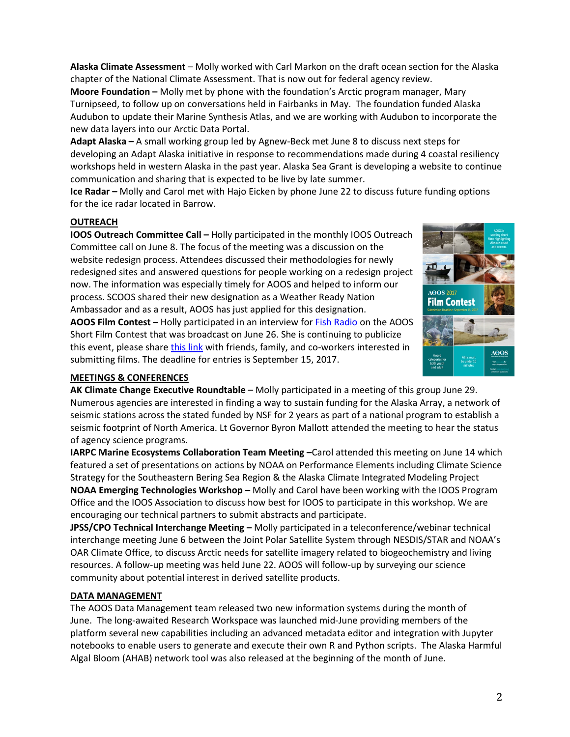**Alaska Climate Assessment** – Molly worked with Carl Markon on the draft ocean section for the Alaska chapter of the National Climate Assessment. That is now out for federal agency review.

**Moore Foundation –** Molly met by phone with the foundation's Arctic program manager, Mary Turnipseed, to follow up on conversations held in Fairbanks in May. The foundation funded Alaska Audubon to update their Marine Synthesis Atlas, and we are working with Audubon to incorporate the new data layers into our Arctic Data Portal.

**Adapt Alaska –** A small working group led by Agnew-Beck met June 8 to discuss next steps for developing an Adapt Alaska initiative in response to recommendations made during 4 coastal resiliency workshops held in western Alaska in the past year. Alaska Sea Grant is developing a website to continue communication and sharing that is expected to be live by late summer.

**Ice Radar –** Molly and Carol met with Hajo Eicken by phone June 22 to discuss future funding options for the ice radar located in Barrow.

## OUTREACH

**IOOS Outreach Committee Call –** Holly participated in the monthly IOOS Outreach Committee call on June 8. The focus of the meeting was a discussion on the website redesign process. Attendees discussed their methodologies for newly redesigned sites and answered questions for people working on a redesign project now. The information was especially timely for AOOS and helped to inform our process. SCOOS shared their new designation as a Weather Ready Nation Ambassador and as a result, AOOS has just applied for this designation.

**AOOS Film Contest –** Holly participated in an interview for Fish Radio on the AOOS Short Film Contest that was broadcast on June 26. She is continuing to publicize this event, please share this link with friends, family, and co-workers interested in submitting films. The deadline for entries is September 15, 2017.

## MEETINGS & CONFERENCES

**AK Climate Change Executive Roundtable** – Molly participated in a meeting of this group June 29. Numerous agencies are interested in finding a way to sustain funding for the Alaska Array, a network of seismic stations across the stated funded by NSF for 2 years as part of a national program to establish a seismic footprint of North America. Lt Governor Byron Mallott attended the meeting to hear the status of agency science programs.

**IARPC Marine Ecosystems Collaboration Team Meeting –**Carol attended this meeting on June 14 which featured a set of presentations on actions by NOAA on Performance Elements including Climate Science Strategy for the Southeastern Bering Sea Region & the Alaska Climate Integrated Modeling Project

**NOAA Emerging Technologies Workshop –** Molly and Carol have been working with the IOOS Program Office and the IOOS Association to discuss how best for IOOS to participate in this workshop. We are encouraging our technical partners to submit abstracts and participate.

**JPSS/CPO Technical Interchange Meeting –** Molly participated in a teleconference/webinar technical interchange meeting June 6 between the Joint Polar Satellite System through NESDIS/STAR and NOAA's OAR Climate Office, to discuss Arctic needs for satellite imagery related to biogeochemistry and living resources. A follow-up meeting was held June 22. AOOS will follow-up by surveying our science community about potential interest in derived satellite products.

## DATA MANAGEMENT

The AOOS Data Management team released two new information systems during the month of June. The long-awaited Research Workspace was launched mid-June providing members of the platform several new capabilities including an advanced metadata editor and integration with Jupyter notebooks to enable users to generate and execute their own R and Python scripts. The Alaska Harmful Algal Bloom (AHAB) network tool was also released at the beginning of the month of June.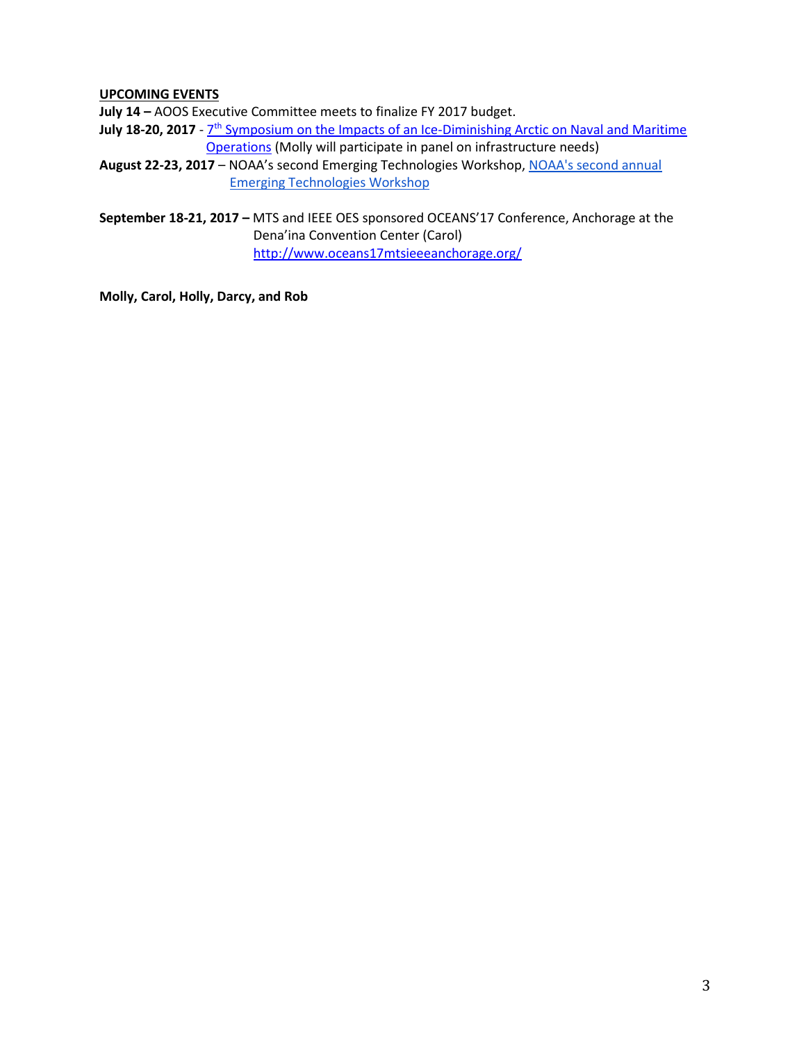**UPCOMING EVENTS**

**July 14 –** AOOS Executive Committee meets to finalize FY 2017 budget.

**July 18-20, 2017** - 7th Symposium on the Impacts of an Ice-Diminishing Arctic on Naval and Maritime Operations (Molly will participate in panel on infrastructure needs)

**August 22-23, 2017** – NOAA's second Emerging Technologies Workshop, NOAA's second annual Emerging Technologies Workshop

**September 18-21, 2017 –** MTS and IEEE OES sponsored OCEANS'17 Conference, Anchorage at the Dena'ina Convention Center (Carol) http://www.oceans17mtsieeeanchorage.org/

**Molly, Carol, Holly, Darcy, and Rob**